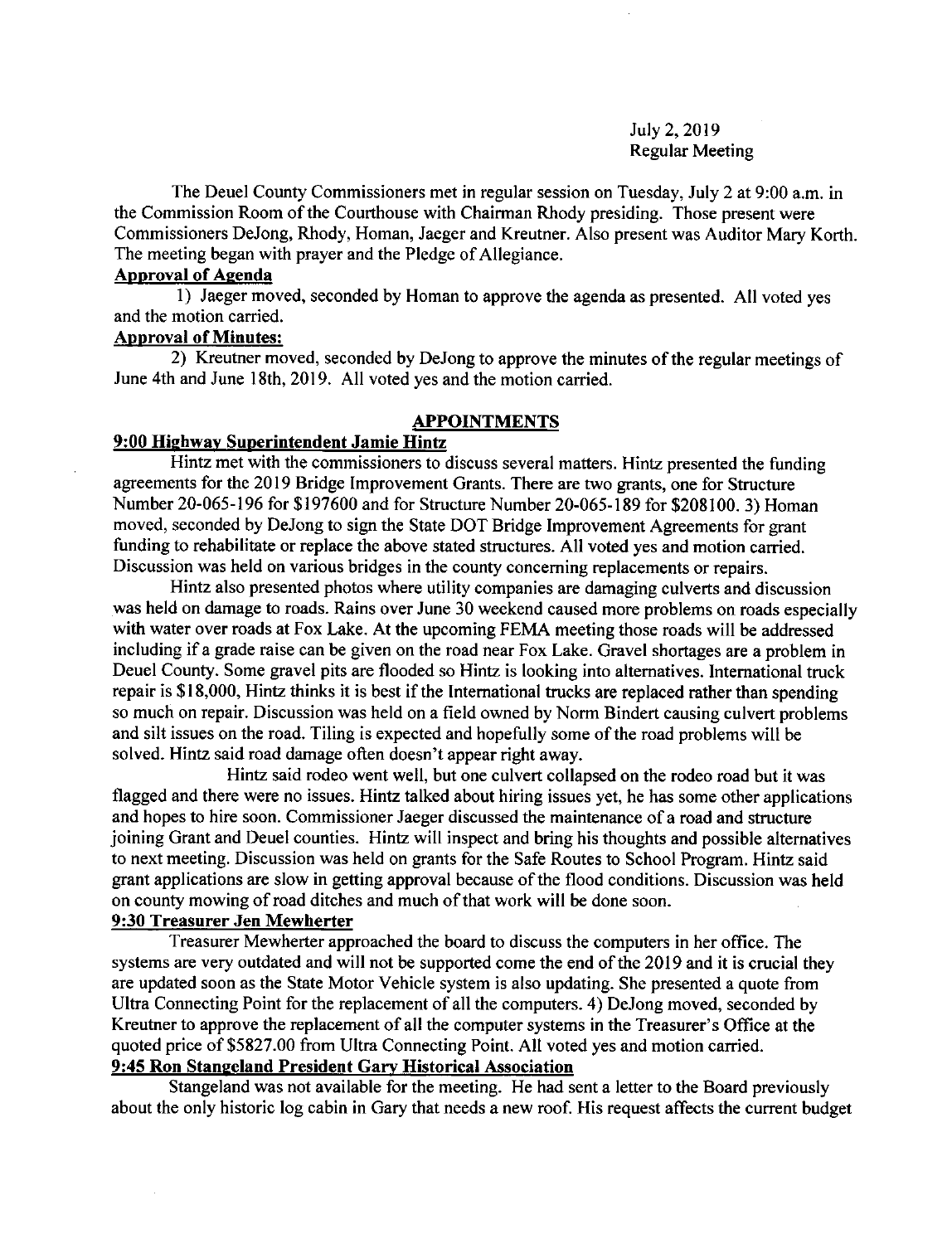July 2, 2019
Regular Meeting

The Deuel County Commissioners met in regular session on Tuesday, July 2 at 9:00 a.m. in the Commission Room of the Courthouse with Chairman Rhody presiding. Those present were Commissioners DeJong, Rhody, Homan, Jaeger and Kreutner. Also present was Auditor Mary Korth. The meeting began with prayer and the Pledge of Allegiance.

**Approval of Agenda**

1) Jaeger moved, seconded by Homan to approve the agenda as presented. All voted yes and the motion carried.

**Approval of Minutes:**

2) Kreutner moved, seconded by DeJong to approve the minutes of the regular meetings of June 4th and June 18th, 2019. All voted yes and the motion carried.

## APPOINTMENTS

**9:00 Highway Superintendent Jamie Hintz**

Hintz met with the commissioners to discuss several matters. Hintz presented the funding agreements for the 2019 Bridge Improvement Grants. There are two grants, one for Structure Number 20-065-196 for $197600 and for Structure Number 20-065-189 for $208100. 3) Homan moved, seconded by DeJong to sign the State DOT Bridge Improvement Agreements for grant funding to rehabilitate or replace the above stated structures. All voted yes and motion carried. Discussion was held on various bridges in the county concerning replacements or repairs.

Hintz also presented photos where utility companies are damaging culverts and discussion was held on damage to roads. Rains over June 30 weekend caused more problems on roads especially with water over roads at Fox Lake. At the upcoming FEMA meeting those roads will be addressed including if a grade raise can be given on the road near Fox Lake. Gravel shortages are a problem in Deuel County. Some gravel pits are flooded so Hintz is looking into alternatives. International truck repair is $18,000, Hintz thinks it is best if the International trucks are replaced rather than spending so much on repair. Discussion was held on a field owned by Norm Bindert causing culvert problems and silt issues on the road. Tiling is expected and hopefully some of the road problems will be solved. Hintz said road damage often doesn't appear right away.

Hintz said rodeo went well, but one culvert collapsed on the rodeo road but it was flagged and there were no issues. Hintz talked about hiring issues yet, he has some other applications and hopes to hire soon. Commissioner Jaeger discussed the maintenance of a road and structure joining Grant and Deuel counties. Hintz will inspect and bring his thoughts and possible alternatives to next meeting. Discussion was held on grants for the Safe Routes to School Program. Hintz said grant applications are slow in getting approval because of the flood conditions. Discussion was held on county mowing of road ditches and much of that work will be done soon.

**9:30 Treasurer Jen Mewherter**

Treasurer Mewherter approached the board to discuss the computers in her office. The systems are very outdated and will not be supported come the end of the 2019 and it is crucial they are updated soon as the State Motor Vehicle system is also updating. She presented a quote from Ultra Connecting Point for the replacement of all the computers. 4) DeJong moved, seconded by Kreutner to approve the replacement of all the computer systems in the Treasurer's Office at the quoted price of $5827.00 from Ultra Connecting Point. All voted yes and motion carried.

**9:45 Ron Stangeland President Gary Historical Association**

Stangeland was not available for the meeting. He had sent a letter to the Board previously about the only historic log cabin in Gary that needs a new roof. His request affects the current budget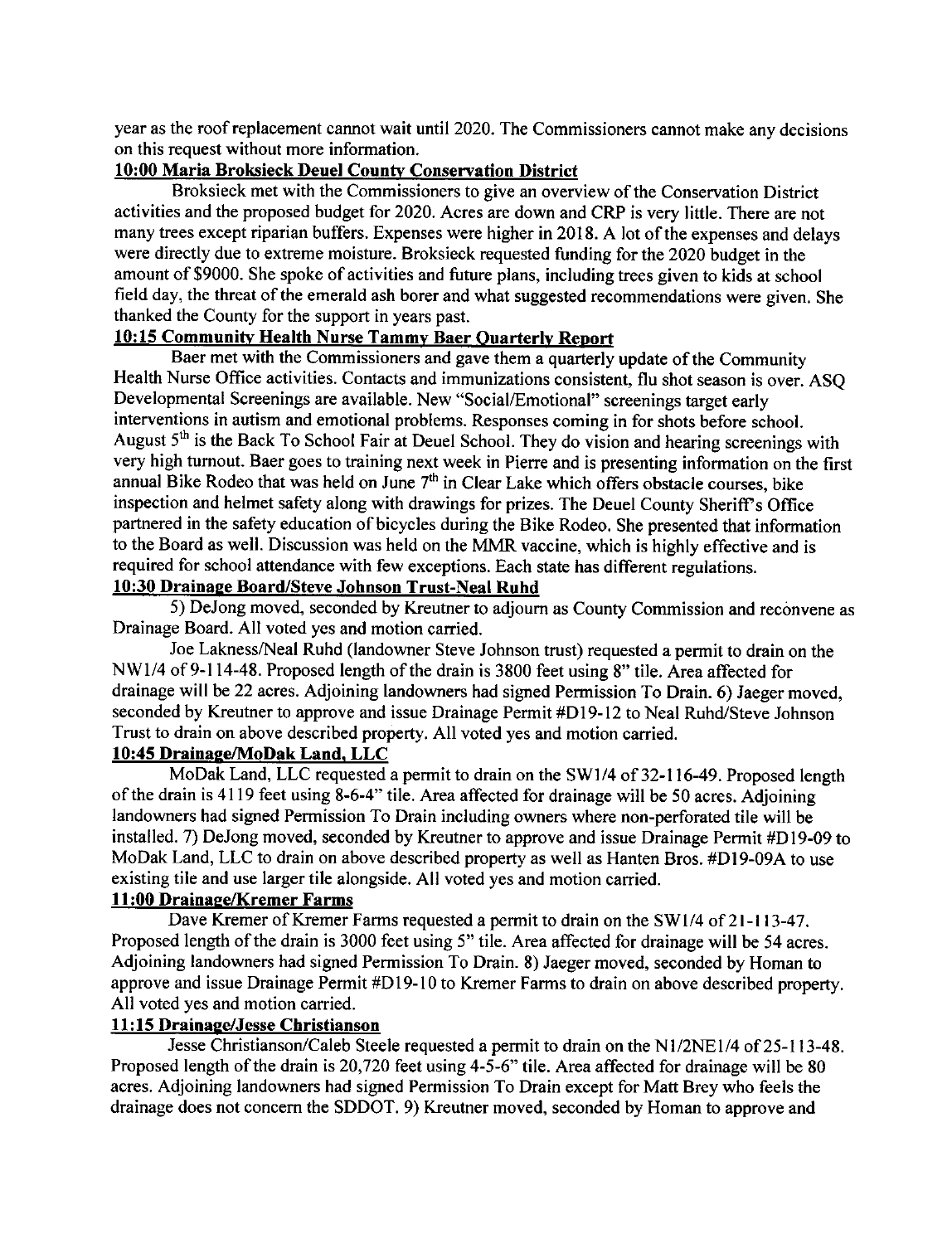year as the roof replacement cannot wait until 2020. The Commissioners cannot make any decisions on this request without more information.

**10:00 Maria Broksieck Deuel County Conservation District**

Broksieck met with the Commissioners to give an overview of the Conservation District activities and the proposed budget for 2020. Acres are down and CRP is very little. There are not many trees except riparian buffers. Expenses were higher in 2018. A lot of the expenses and delays were directly due to extreme moisture. Broksieck requested funding for the 2020 budget in the amount of $9000. She spoke of activities and future plans, including trees given to kids at school field day, the threat of the emerald ash borer and what suggested recommendations were given. She thanked the County for the support in years past.

**10:15 Community Health Nurse Tammy Baer Quarterly Report**

Baer met with the Commissioners and gave them a quarterly update of the Community Health Nurse Office activities. Contacts and immunizations consistent, flu shot season is over. ASQ Developmental Screenings are available. New "Social/Emotional" screenings target early interventions in autism and emotional problems. Responses coming in for shots before school. August 5th is the Back To School Fair at Deuel School. They do vision and hearing screenings with very high turnout. Baer goes to training next week in Pierre and is presenting information on the first annual Bike Rodeo that was held on June 7th in Clear Lake which offers obstacle courses, bike inspection and helmet safety along with drawings for prizes. The Deuel County Sheriff's Office partnered in the safety education of bicycles during the Bike Rodeo. She presented that information to the Board as well. Discussion was held on the MMR vaccine, which is highly effective and is required for school attendance with few exceptions. Each state has different regulations.

**10:30 Drainage Board/Steve Johnson Trust-Neal Ruhd**

5) DeJong moved, seconded by Kreutner to adjourn as County Commission and reconvene as Drainage Board. All voted yes and motion carried.

Joe Lakness/Neal Ruhd (landowner Steve Johnson trust) requested a permit to drain on the NW1/4 of 9-114-48. Proposed length of the drain is 3800 feet using 8" tile. Area affected for drainage will be 22 acres. Adjoining landowners had signed Permission To Drain. 6) Jaeger moved, seconded by Kreutner to approve and issue Drainage Permit #D19-12 to Neal Ruhd/Steve Johnson Trust to drain on above described property. All voted yes and motion carried.

**10:45 Drainage/MoDak Land, LLC**

MoDak Land, LLC requested a permit to drain on the SW1/4 of 32-116-49. Proposed length of the drain is 4119 feet using 8-6-4" tile. Area affected for drainage will be 50 acres. Adjoining landowners had signed Permission To Drain including owners where non-perforated tile will be installed. 7) DeJong moved, seconded by Kreutner to approve and issue Drainage Permit #D19-09 to MoDak Land, LLC to drain on above described property as well as Hanten Bros. #D19-09A to use existing tile and use larger tile alongside. All voted yes and motion carried.

**11:00 Drainage/Kremer Farms**

Dave Kremer of Kremer Farms requested a permit to drain on the SW1/4 of 21-113-47. Proposed length of the drain is 3000 feet using 5" tile. Area affected for drainage will be 54 acres. Adjoining landowners had signed Permission To Drain. 8) Jaeger moved, seconded by Homan to approve and issue Drainage Permit #D19-10 to Kremer Farms to drain on above described property. All voted yes and motion carried.

**11:15 Drainage/Jesse Christianson**

Jesse Christianson/Caleb Steele requested a permit to drain on the N1/2NE1/4 of 25-113-48. Proposed length of the drain is 20,720 feet using 4-5-6" tile. Area affected for drainage will be 80 acres. Adjoining landowners had signed Permission To Drain except for Matt Brey who feels the drainage does not concern the SDDOT. 9) Kreutner moved, seconded by Homan to approve and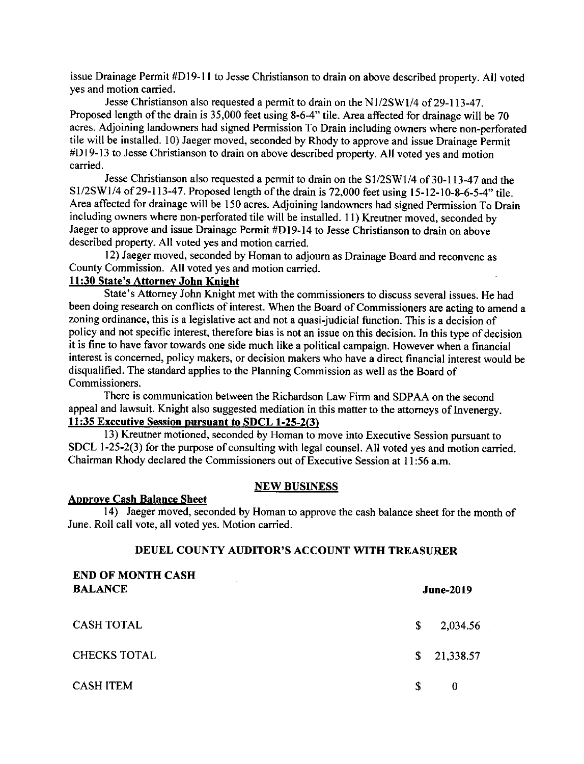issue Drainage Permit #D19-11 to Jesse Christianson to drain on above described property. All voted yes and motion carried.

Jesse Christianson also requested a permit to drain on the N1/2SW1/4 of 29-113-47. Proposed length of the drain is 35,000 feet using 8-6-4" tile. Area affected for drainage will be 70 acres. Adjoining landowners had signed Permission To Drain including owners where non-perforated tile will be installed. 10) Jaeger moved, seconded by Rhody to approve and issue Drainage Permit #D19-13 to Jesse Christianson to drain on above described property. All voted yes and motion carried.

Jesse Christianson also requested a permit to drain on the S1/2SW1/4 of 30-113-47 and the S1/2SW1/4 of 29-113-47. Proposed length of the drain is 72,000 feet using 15-12-10-8-6-5-4" tile. Area affected for drainage will be 150 acres. Adjoining landowners had signed Permission To Drain including owners where non-perforated tile will be installed. 11) Kreutner moved, seconded by Jaeger to approve and issue Drainage Permit #D19-14 to Jesse Christianson to drain on above described property. All voted yes and motion carried.

12) Jaeger moved, seconded by Homan to adjourn as Drainage Board and reconvene as County Commission. All voted yes and motion carried.

**11:30 State's Attorney John Knight**

State's Attorney John Knight met with the commissioners to discuss several issues. He had been doing research on conflicts of interest. When the Board of Commissioners are acting to amend a zoning ordinance, this is a legislative act and not a quasi-judicial function. This is a decision of policy and not specific interest, therefore bias is not an issue on this decision. In this type of decision it is fine to have favor towards one side much like a political campaign. However when a financial interest is concerned, policy makers, or decision makers who have a direct financial interest would be disqualified. The standard applies to the Planning Commission as well as the Board of Commissioners.

There is communication between the Richardson Law Firm and SDPAA on the second appeal and lawsuit. Knight also suggested mediation in this matter to the attorneys of Invenergy.

**11:35 Executive Session pursuant to SDCL 1-25-2(3)**

13) Kreutner motioned, seconded by Homan to move into Executive Session pursuant to SDCL 1-25-2(3) for the purpose of consulting with legal counsel. All voted yes and motion carried. Chairman Rhody declared the Commissioners out of Executive Session at 11:56 a.m.

## NEW BUSINESS

**Approve Cash Balance Sheet**

14) Jaeger moved, seconded by Homan to approve the cash balance sheet for the month of June. Roll call vote, all voted yes. Motion carried.

### DEUEL COUNTY AUDITOR'S ACCOUNT WITH TREASURER

| END OF MONTH CASH BALANCE | June-2019 |
|---|---|
| CASH TOTAL | $ 2,034.56 |
| CHECKS TOTAL | $ 21,338.57 |
| CASH ITEM | $ 0 |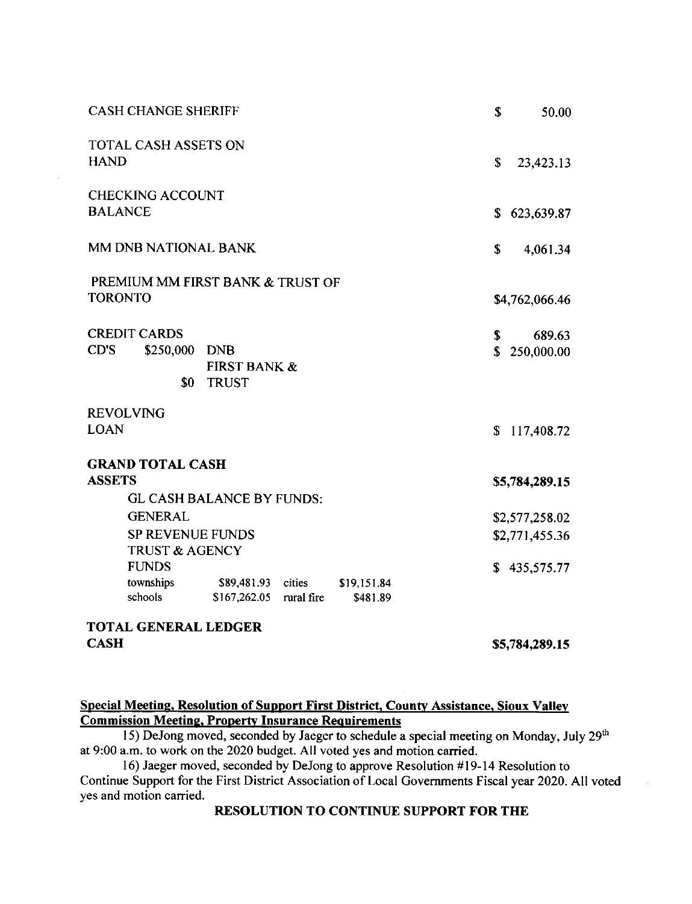| | |
|---|---|
| CASH CHANGE SHERIFF | $ 50.00 |
| TOTAL CASH ASSETS ON HAND | $ 23,423.13 |
| CHECKING ACCOUNT BALANCE | $ 623,639.87 |
| MM DNB NATIONAL BANK | $ 4,061.34 |
| PREMIUM MM FIRST BANK & TRUST OF TORONTO | $4,762,066.46 |
| CREDIT CARDS | $ 689.63 |
| CD'S $250,000 DNB | $ 250,000.00 |
| $0 FIRST BANK & TRUST | |
| REVOLVING LOAN | $ 117,408.72 |
| **GRAND TOTAL CASH ASSETS** | **$5,784,289.15** |
| GL CASH BALANCE BY FUNDS: | |
| GENERAL | $2,577,258.02 |
| SP REVENUE FUNDS | $2,771,455.36 |
| TRUST & AGENCY FUNDS | $ 435,575.77 |
| townships $89,481.93 cities $19,151.84 | |
| schools $167,262.05 rural fire $481.89 | |
| **TOTAL GENERAL LEDGER CASH** | **$5,784,289.15** |

**Special Meeting, Resolution of Support First District, County Assistance, Sioux Valley Commission Meeting, Property Insurance Requirements**

15) DeJong moved, seconded by Jaeger to schedule a special meeting on Monday, July 29th at 9:00 a.m. to work on the 2020 budget. All voted yes and motion carried.

16) Jaeger moved, seconded by DeJong to approve Resolution #19-14 Resolution to Continue Support for the First District Association of Local Governments Fiscal year 2020. All voted yes and motion carried.

**RESOLUTION TO CONTINUE SUPPORT FOR THE**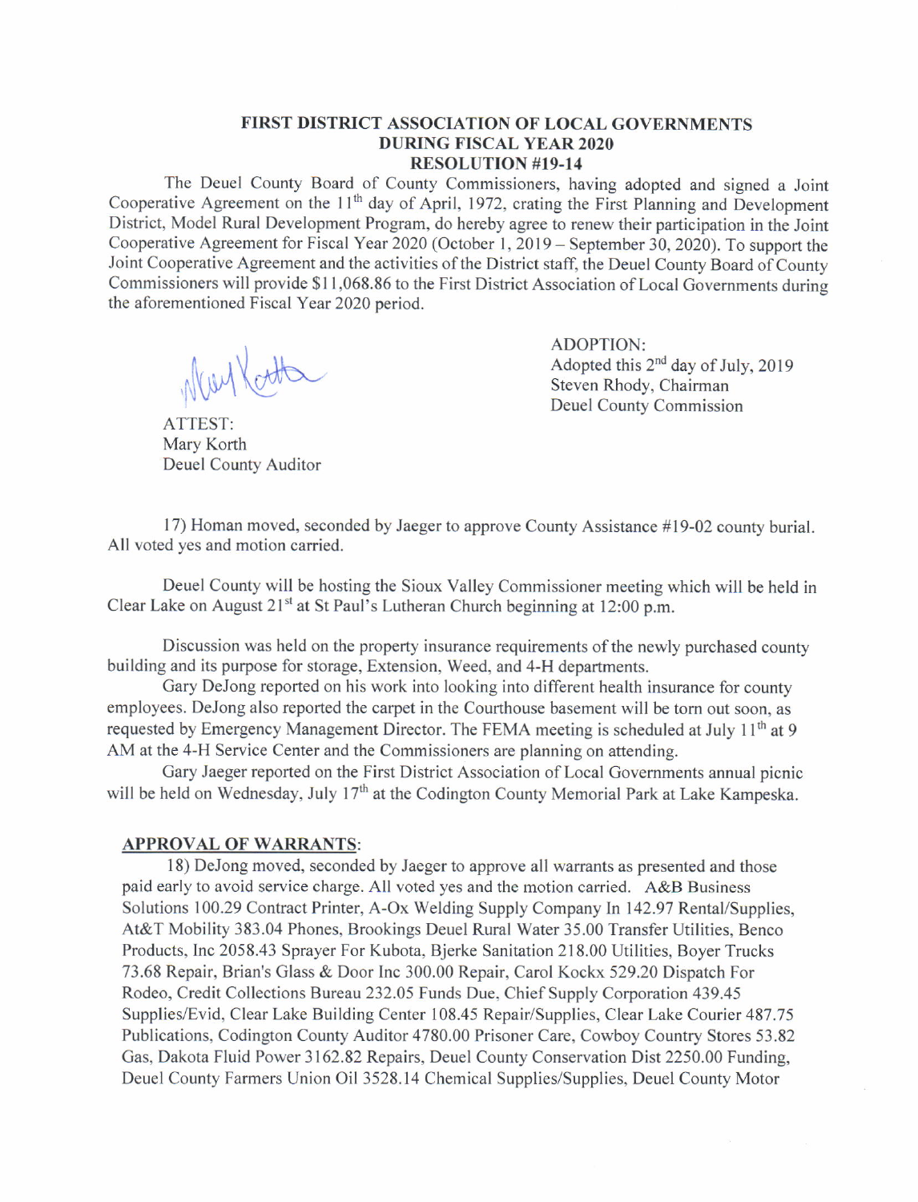**FIRST DISTRICT ASSOCIATION OF LOCAL GOVERNMENTS**
**DURING FISCAL YEAR 2020**
**RESOLUTION #19-14**

The Deuel County Board of County Commissioners, having adopted and signed a Joint Cooperative Agreement on the 11th day of April, 1972, crating the First Planning and Development District, Model Rural Development Program, do hereby agree to renew their participation in the Joint Cooperative Agreement for Fiscal Year 2020 (October 1, 2019 – September 30, 2020). To support the Joint Cooperative Agreement and the activities of the District staff, the Deuel County Board of County Commissioners will provide $11,068.86 to the First District Association of Local Governments during the aforementioned Fiscal Year 2020 period.

ADOPTION:
Adopted this 2nd day of July, 2019
Steven Rhody, Chairman
Deuel County Commission

ATTEST:
Mary Korth
Deuel County Auditor

17) Homan moved, seconded by Jaeger to approve County Assistance #19-02 county burial. All voted yes and motion carried.

Deuel County will be hosting the Sioux Valley Commissioner meeting which will be held in Clear Lake on August 21st at St Paul's Lutheran Church beginning at 12:00 p.m.

Discussion was held on the property insurance requirements of the newly purchased county building and its purpose for storage, Extension, Weed, and 4-H departments.

Gary DeJong reported on his work into looking into different health insurance for county employees. DeJong also reported the carpet in the Courthouse basement will be torn out soon, as requested by Emergency Management Director. The FEMA meeting is scheduled at July 11th at 9 AM at the 4-H Service Center and the Commissioners are planning on attending.

Gary Jaeger reported on the First District Association of Local Governments annual picnic will be held on Wednesday, July 17th at the Codington County Memorial Park at Lake Kampeska.

**APPROVAL OF WARRANTS**:

18) DeJong moved, seconded by Jaeger to approve all warrants as presented and those paid early to avoid service charge. All voted yes and the motion carried. A&B Business Solutions 100.29 Contract Printer, A-Ox Welding Supply Company In 142.97 Rental/Supplies, At&T Mobility 383.04 Phones, Brookings Deuel Rural Water 35.00 Transfer Utilities, Benco Products, Inc 2058.43 Sprayer For Kubota, Bjerke Sanitation 218.00 Utilities, Boyer Trucks 73.68 Repair, Brian's Glass & Door Inc 300.00 Repair, Carol Kockx 529.20 Dispatch For Rodeo, Credit Collections Bureau 232.05 Funds Due, Chief Supply Corporation 439.45 Supplies/Evid, Clear Lake Building Center 108.45 Repair/Supplies, Clear Lake Courier 487.75 Publications, Codington County Auditor 4780.00 Prisoner Care, Cowboy Country Stores 53.82 Gas, Dakota Fluid Power 3162.82 Repairs, Deuel County Conservation Dist 2250.00 Funding, Deuel County Farmers Union Oil 3528.14 Chemical Supplies/Supplies, Deuel County Motor